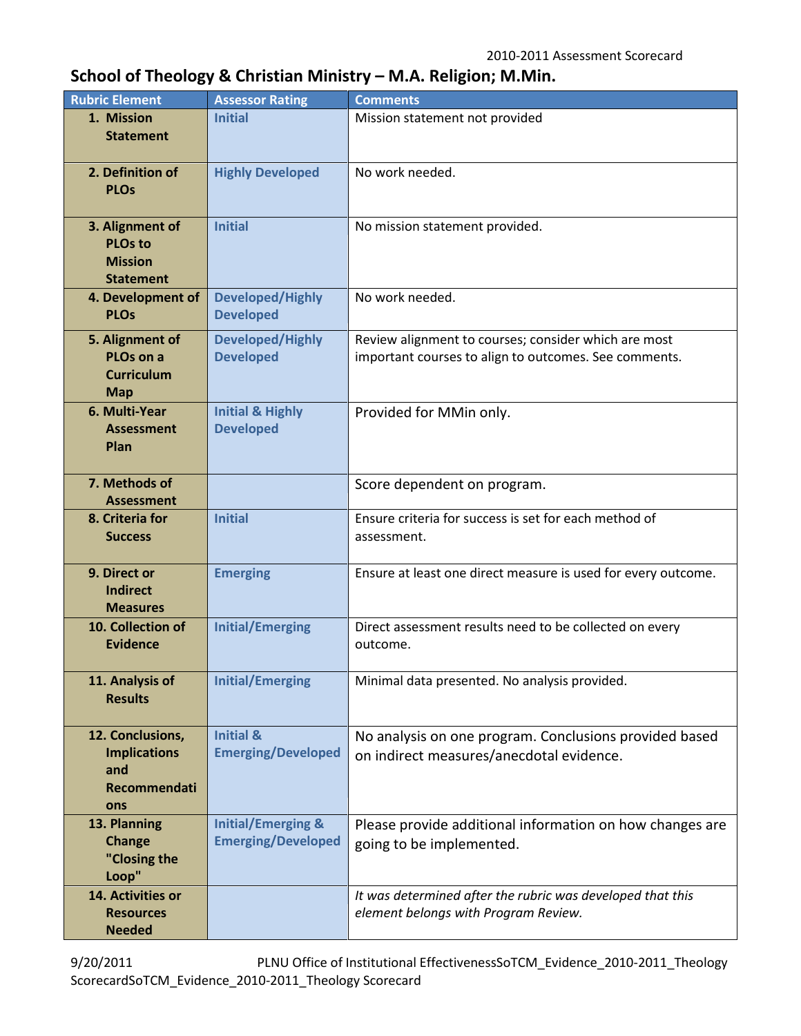2010-2011 Assessment Scorecard

# School of Theology & Christian Ministry – M.A. Religion; M.Min.

| Rubric Element | Assessor Rating | Comments |
|---|---|---|
| 1. Mission Statement | Initial | Mission statement not provided |
| 2. Definition of PLOs | Highly Developed | No work needed. |
| 3. Alignment of PLOs to Mission Statement | Initial | No mission statement provided. |
| 4. Development of PLOs | Developed/Highly Developed | No work needed. |
| 5. Alignment of PLOs on a Curriculum Map | Developed/Highly Developed | Review alignment to courses; consider which are most important courses to align to outcomes. See comments. |
| 6. Multi-Year Assessment Plan | Initial & Highly Developed | Provided for MMin only. |
| 7. Methods of Assessment | | Score dependent on program. |
| 8. Criteria for Success | Initial | Ensure criteria for success is set for each method of assessment. |
| 9. Direct or Indirect Measures | Emerging | Ensure at least one direct measure is used for every outcome. |
| 10. Collection of Evidence | Initial/Emerging | Direct assessment results need to be collected on every outcome. |
| 11. Analysis of Results | Initial/Emerging | Minimal data presented. No analysis provided. |
| 12. Conclusions, Implications and Recommendations | Initial & Emerging/Developed | No analysis on one program. Conclusions provided based on indirect measures/anecdotal evidence. |
| 13. Planning Change "Closing the Loop" | Initial/Emerging & Emerging/Developed | Please provide additional information on how changes are going to be implemented. |
| 14. Activities or Resources Needed | | *It was determined after the rubric was developed that this element belongs with Program Review.* |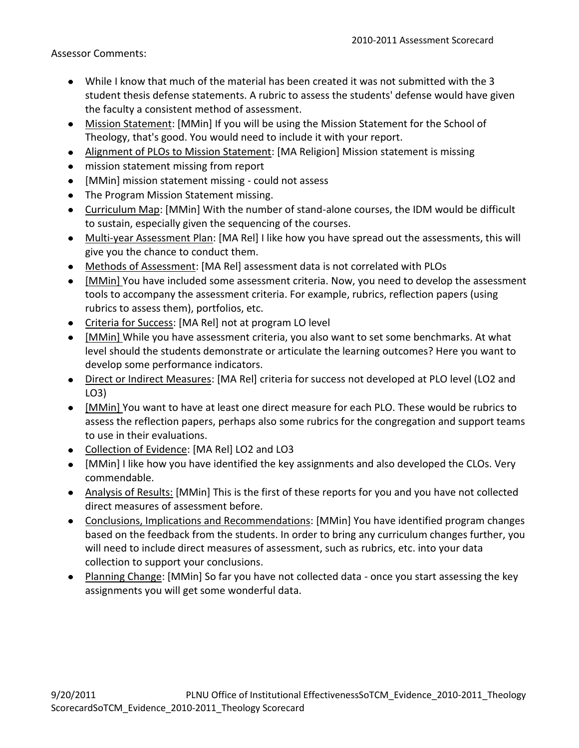Assessor Comments:

- While I know that much of the material has been created it was not submitted with the 3 student thesis defense statements. A rubric to assess the students' defense would have given the faculty a consistent method of assessment.
- Mission Statement: [MMin] If you will be using the Mission Statement for the School of Theology, that's good. You would need to include it with your report.
- Alignment of PLOs to Mission Statement: [MA Religion] Mission statement is missing
- mission statement missing from report
- [MMin] mission statement missing - could not assess
- The Program Mission Statement missing.
- Curriculum Map: [MMin] With the number of stand-alone courses, the IDM would be difficult to sustain, especially given the sequencing of the courses.
- Multi-year Assessment Plan: [MA Rel] I like how you have spread out the assessments, this will give you the chance to conduct them.
- Methods of Assessment: [MA Rel] assessment data is not correlated with PLOs
- [MMin] You have included some assessment criteria. Now, you need to develop the assessment tools to accompany the assessment criteria. For example, rubrics, reflection papers (using rubrics to assess them), portfolios, etc.
- Criteria for Success: [MA Rel] not at program LO level
- [MMin] While you have assessment criteria, you also want to set some benchmarks. At what level should the students demonstrate or articulate the learning outcomes? Here you want to develop some performance indicators.
- Direct or Indirect Measures: [MA Rel] criteria for success not developed at PLO level (LO2 and LO3)
- [MMin] You want to have at least one direct measure for each PLO. These would be rubrics to assess the reflection papers, perhaps also some rubrics for the congregation and support teams to use in their evaluations.
- Collection of Evidence: [MA Rel] LO2 and LO3
- [MMin] I like how you have identified the key assignments and also developed the CLOs. Very commendable.
- Analysis of Results: [MMin] This is the first of these reports for you and you have not collected direct measures of assessment before.
- Conclusions, Implications and Recommendations: [MMin] You have identified program changes based on the feedback from the students. In order to bring any curriculum changes further, you will need to include direct measures of assessment, such as rubrics, etc. into your data collection to support your conclusions.
- Planning Change: [MMin] So far you have not collected data - once you start assessing the key assignments you will get some wonderful data.